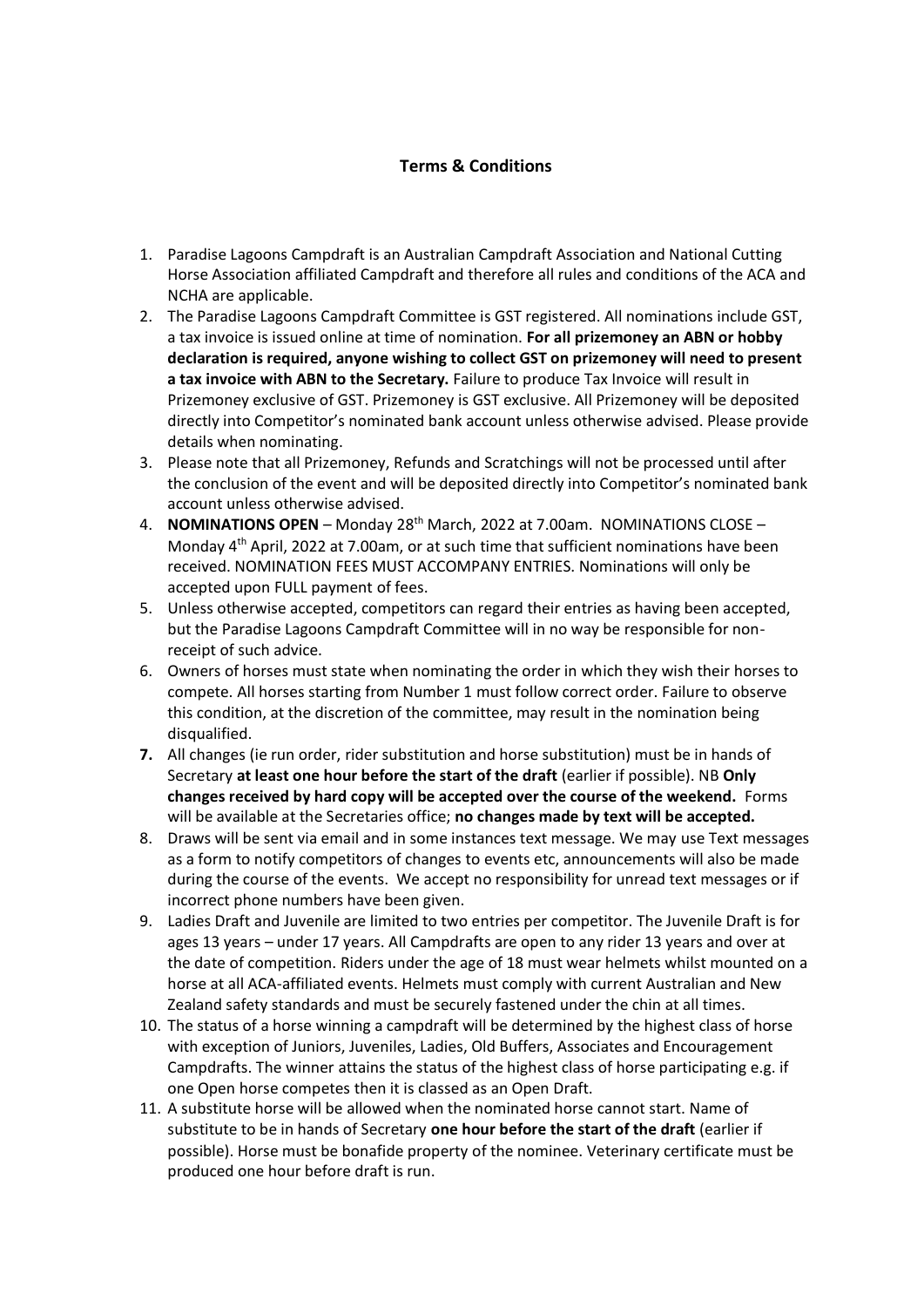**Terms & Conditions**

1. Paradise Lagoons Campdraft is an Australian Campdraft Association and National Cutting Horse Association affiliated Campdraft and therefore all rules and conditions of the ACA and NCHA are applicable.
2. The Paradise Lagoons Campdraft Committee is GST registered. All nominations include GST, a tax invoice is issued online at time of nomination. **For all prizemoney an ABN or hobby declaration is required, anyone wishing to collect GST on prizemoney will need to present a tax invoice with ABN to the Secretary.** Failure to produce Tax Invoice will result in Prizemoney exclusive of GST. Prizemoney is GST exclusive. All Prizemoney will be deposited directly into Competitor's nominated bank account unless otherwise advised. Please provide details when nominating.
3. Please note that all Prizemoney, Refunds and Scratchings will not be processed until after the conclusion of the event and will be deposited directly into Competitor's nominated bank account unless otherwise advised.
4. **NOMINATIONS OPEN** – Monday 28th March, 2022 at 7.00am. NOMINATIONS CLOSE – Monday 4th April, 2022 at 7.00am, or at such time that sufficient nominations have been received. NOMINATION FEES MUST ACCOMPANY ENTRIES. Nominations will only be accepted upon FULL payment of fees.
5. Unless otherwise accepted, competitors can regard their entries as having been accepted, but the Paradise Lagoons Campdraft Committee will in no way be responsible for non-receipt of such advice.
6. Owners of horses must state when nominating the order in which they wish their horses to compete. All horses starting from Number 1 must follow correct order. Failure to observe this condition, at the discretion of the committee, may result in the nomination being disqualified.
7. All changes (ie run order, rider substitution and horse substitution) must be in hands of Secretary **at least one hour before the start of the draft** (earlier if possible). NB **Only changes received by hard copy will be accepted over the course of the weekend.** Forms will be available at the Secretaries office; **no changes made by text will be accepted.**
8. Draws will be sent via email and in some instances text message. We may use Text messages as a form to notify competitors of changes to events etc, announcements will also be made during the course of the events. We accept no responsibility for unread text messages or if incorrect phone numbers have been given.
9. Ladies Draft and Juvenile are limited to two entries per competitor. The Juvenile Draft is for ages 13 years – under 17 years. All Campdrafts are open to any rider 13 years and over at the date of competition. Riders under the age of 18 must wear helmets whilst mounted on a horse at all ACA-affiliated events. Helmets must comply with current Australian and New Zealand safety standards and must be securely fastened under the chin at all times.
10. The status of a horse winning a campdraft will be determined by the highest class of horse with exception of Juniors, Juveniles, Ladies, Old Buffers, Associates and Encouragement Campdrafts. The winner attains the status of the highest class of horse participating e.g. if one Open horse competes then it is classed as an Open Draft.
11. A substitute horse will be allowed when the nominated horse cannot start. Name of substitute to be in hands of Secretary **one hour before the start of the draft** (earlier if possible). Horse must be bonafide property of the nominee. Veterinary certificate must be produced one hour before draft is run.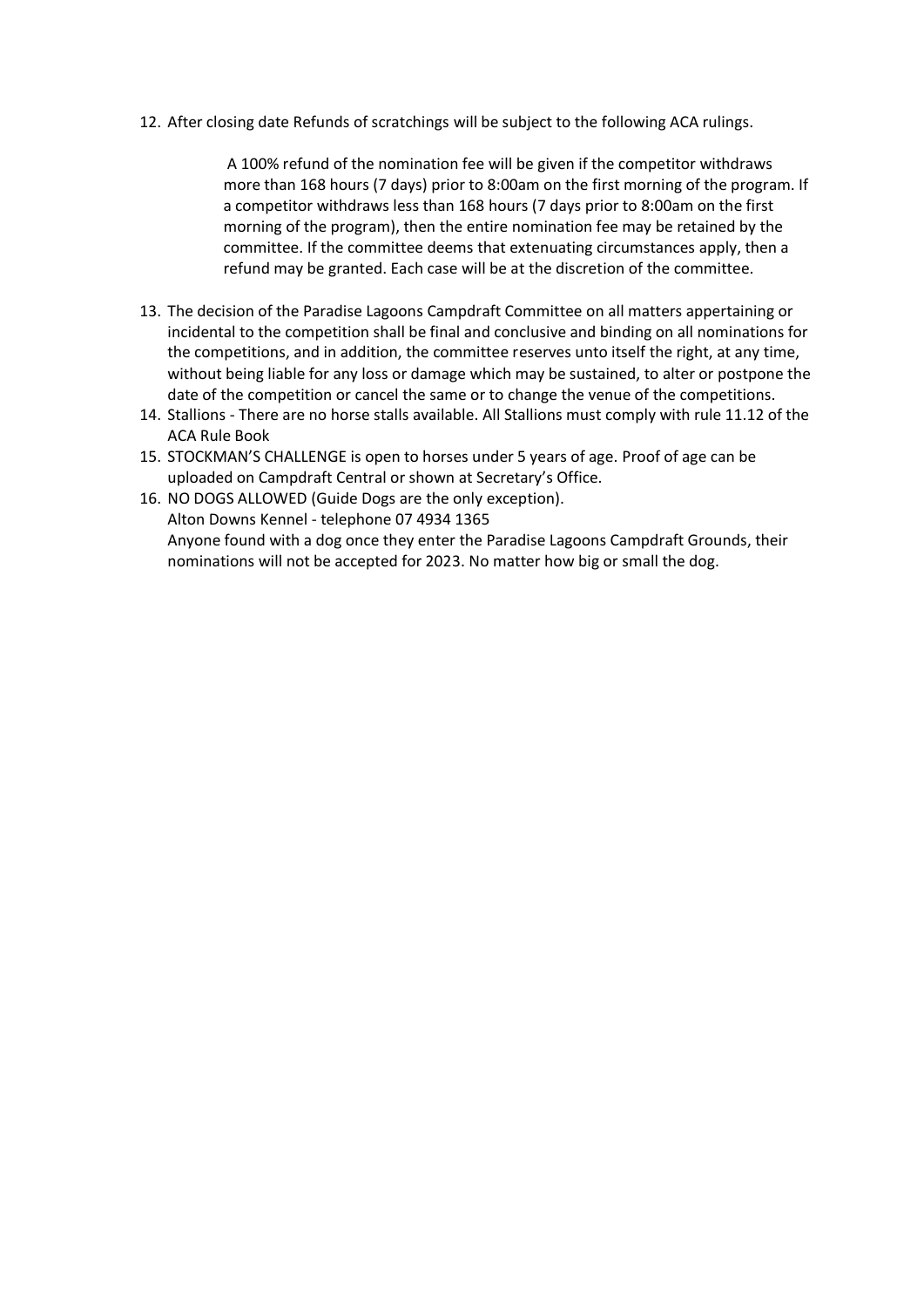12. After closing date Refunds of scratchings will be subject to the following ACA rulings.

    A 100% refund of the nomination fee will be given if the competitor withdraws more than 168 hours (7 days) prior to 8:00am on the first morning of the program. If a competitor withdraws less than 168 hours (7 days prior to 8:00am on the first morning of the program), then the entire nomination fee may be retained by the committee. If the committee deems that extenuating circumstances apply, then a refund may be granted. Each case will be at the discretion of the committee.

13. The decision of the Paradise Lagoons Campdraft Committee on all matters appertaining or incidental to the competition shall be final and conclusive and binding on all nominations for the competitions, and in addition, the committee reserves unto itself the right, at any time, without being liable for any loss or damage which may be sustained, to alter or postpone the date of the competition or cancel the same or to change the venue of the competitions.
14. Stallions - There are no horse stalls available. All Stallions must comply with rule 11.12 of the ACA Rule Book
15. STOCKMAN'S CHALLENGE is open to horses under 5 years of age. Proof of age can be uploaded on Campdraft Central or shown at Secretary's Office.
16. NO DOGS ALLOWED (Guide Dogs are the only exception).
    Alton Downs Kennel - telephone 07 4934 1365
    Anyone found with a dog once they enter the Paradise Lagoons Campdraft Grounds, their nominations will not be accepted for 2023. No matter how big or small the dog.